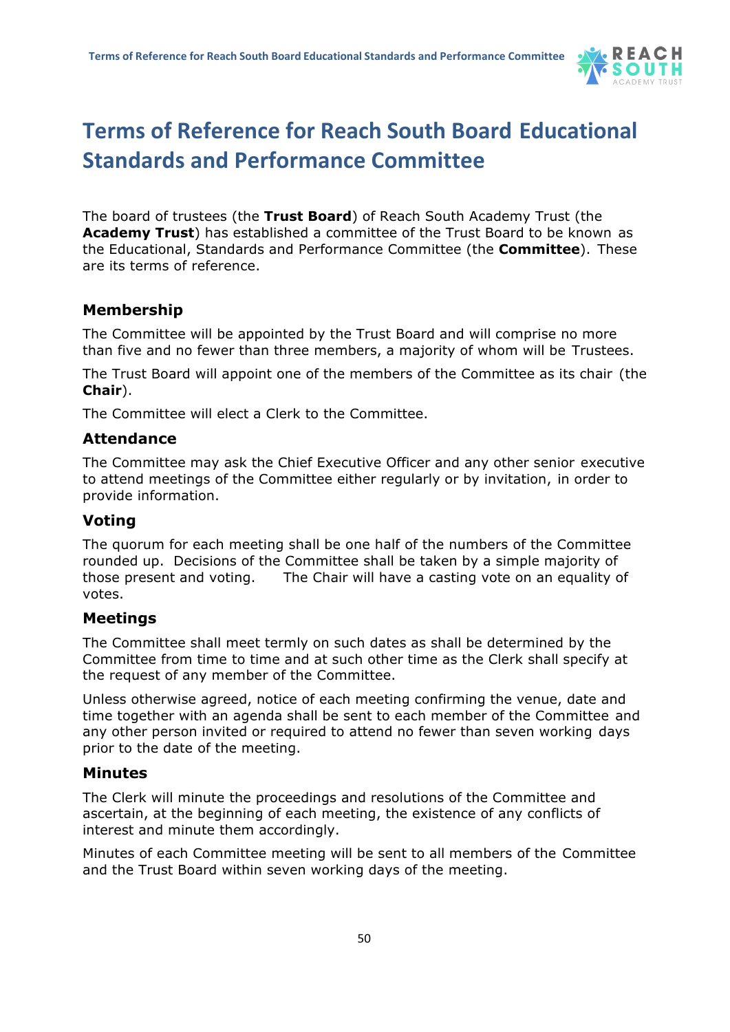# Terms of Reference for Reach South Board Educational Standards and Performance Committee

The board of trustees (the **Trust Board**) of Reach South Academy Trust (the **Academy Trust**) has established a committee of the Trust Board to be known as the Educational, Standards and Performance Committee (the **Committee**). These are its terms of reference.

## Membership

The Committee will be appointed by the Trust Board and will comprise no more than five and no fewer than three members, a majority of whom will be Trustees.

The Trust Board will appoint one of the members of the Committee as its chair (the **Chair**).

The Committee will elect a Clerk to the Committee.

## Attendance

The Committee may ask the Chief Executive Officer and any other senior executive to attend meetings of the Committee either regularly or by invitation, in order to provide information.

## Voting

The quorum for each meeting shall be one half of the numbers of the Committee rounded up. Decisions of the Committee shall be taken by a simple majority of those present and voting. The Chair will have a casting vote on an equality of votes.

## Meetings

The Committee shall meet termly on such dates as shall be determined by the Committee from time to time and at such other time as the Clerk shall specify at the request of any member of the Committee.

Unless otherwise agreed, notice of each meeting confirming the venue, date and time together with an agenda shall be sent to each member of the Committee and any other person invited or required to attend no fewer than seven working days prior to the date of the meeting.

## Minutes

The Clerk will minute the proceedings and resolutions of the Committee and ascertain, at the beginning of each meeting, the existence of any conflicts of interest and minute them accordingly.

Minutes of each Committee meeting will be sent to all members of the Committee and the Trust Board within seven working days of the meeting.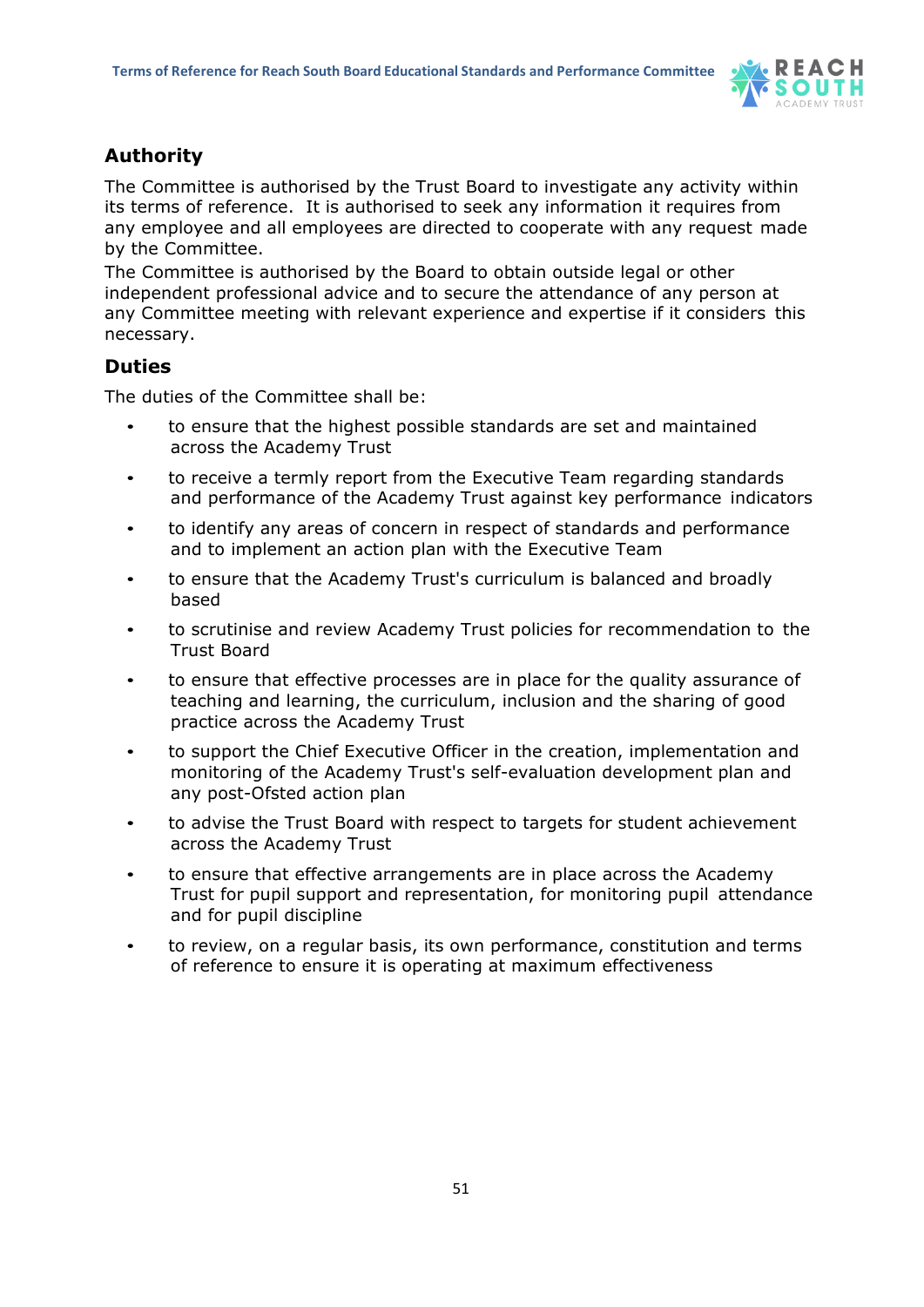## Authority

The Committee is authorised by the Trust Board to investigate any activity within its terms of reference. It is authorised to seek any information it requires from any employee and all employees are directed to cooperate with any request made by the Committee.

The Committee is authorised by the Board to obtain outside legal or other independent professional advice and to secure the attendance of any person at any Committee meeting with relevant experience and expertise if it considers this necessary.

## Duties

The duties of the Committee shall be:

- to ensure that the highest possible standards are set and maintained across the Academy Trust
- to receive a termly report from the Executive Team regarding standards and performance of the Academy Trust against key performance indicators
- to identify any areas of concern in respect of standards and performance and to implement an action plan with the Executive Team
- to ensure that the Academy Trust's curriculum is balanced and broadly based
- to scrutinise and review Academy Trust policies for recommendation to the Trust Board
- to ensure that effective processes are in place for the quality assurance of teaching and learning, the curriculum, inclusion and the sharing of good practice across the Academy Trust
- to support the Chief Executive Officer in the creation, implementation and monitoring of the Academy Trust's self-evaluation development plan and any post-Ofsted action plan
- to advise the Trust Board with respect to targets for student achievement across the Academy Trust
- to ensure that effective arrangements are in place across the Academy Trust for pupil support and representation, for monitoring pupil attendance and for pupil discipline
- to review, on a regular basis, its own performance, constitution and terms of reference to ensure it is operating at maximum effectiveness